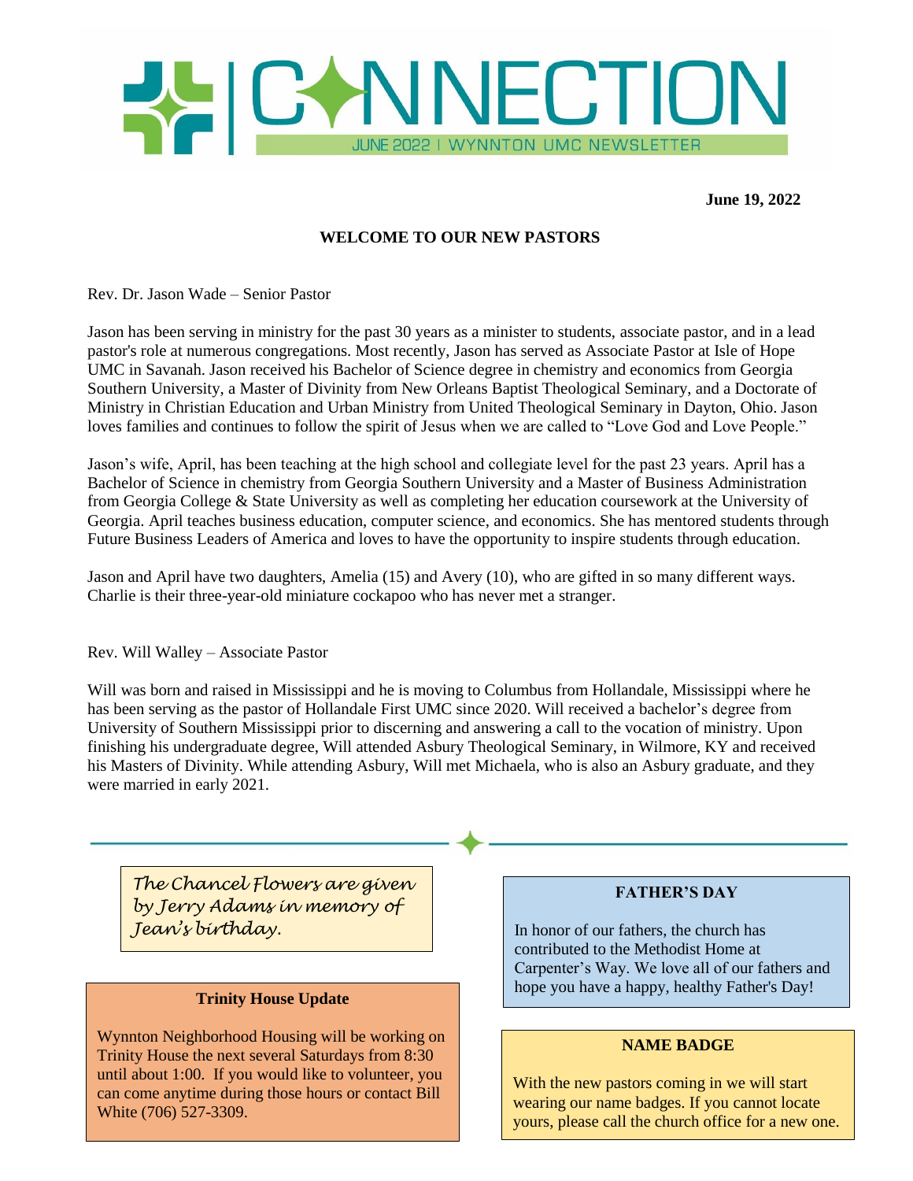# CONNECTION

JUNE 2022 | WYNNTON UMC NEWSLETTER

**June 19, 2022**

## WELCOME TO OUR NEW PASTORS

Rev. Dr. Jason Wade – Senior Pastor

Jason has been serving in ministry for the past 30 years as a minister to students, associate pastor, and in a lead pastor's role at numerous congregations. Most recently, Jason has served as Associate Pastor at Isle of Hope UMC in Savanah. Jason received his Bachelor of Science degree in chemistry and economics from Georgia Southern University, a Master of Divinity from New Orleans Baptist Theological Seminary, and a Doctorate of Ministry in Christian Education and Urban Ministry from United Theological Seminary in Dayton, Ohio. Jason loves families and continues to follow the spirit of Jesus when we are called to "Love God and Love People."

Jason's wife, April, has been teaching at the high school and collegiate level for the past 23 years. April has a Bachelor of Science in chemistry from Georgia Southern University and a Master of Business Administration from Georgia College & State University as well as completing her education coursework at the University of Georgia. April teaches business education, computer science, and economics. She has mentored students through Future Business Leaders of America and loves to have the opportunity to inspire students through education.

Jason and April have two daughters, Amelia (15) and Avery (10), who are gifted in so many different ways. Charlie is their three-year-old miniature cockapoo who has never met a stranger.

Rev. Will Walley – Associate Pastor

Will was born and raised in Mississippi and he is moving to Columbus from Hollandale, Mississippi where he has been serving as the pastor of Hollandale First UMC since 2020. Will received a bachelor's degree from University of Southern Mississippi prior to discerning and answering a call to the vocation of ministry. Upon finishing his undergraduate degree, Will attended Asbury Theological Seminary, in Wilmore, KY and received his Masters of Divinity. While attending Asbury, Will met Michaela, who is also an Asbury graduate, and they were married in early 2021.

---

*The Chancel Flowers are given by Jerry Adams in memory of Jean's birthday.*

**Trinity House Update**

Wynnton Neighborhood Housing will be working on Trinity House the next several Saturdays from 8:30 until about 1:00. If you would like to volunteer, you can come anytime during those hours or contact Bill White (706) 527-3309.

**FATHER'S DAY**

In honor of our fathers, the church has contributed to the Methodist Home at Carpenter's Way. We love all of our fathers and hope you have a happy, healthy Father's Day!

**NAME BADGE**

With the new pastors coming in we will start wearing our name badges. If you cannot locate yours, please call the church office for a new one.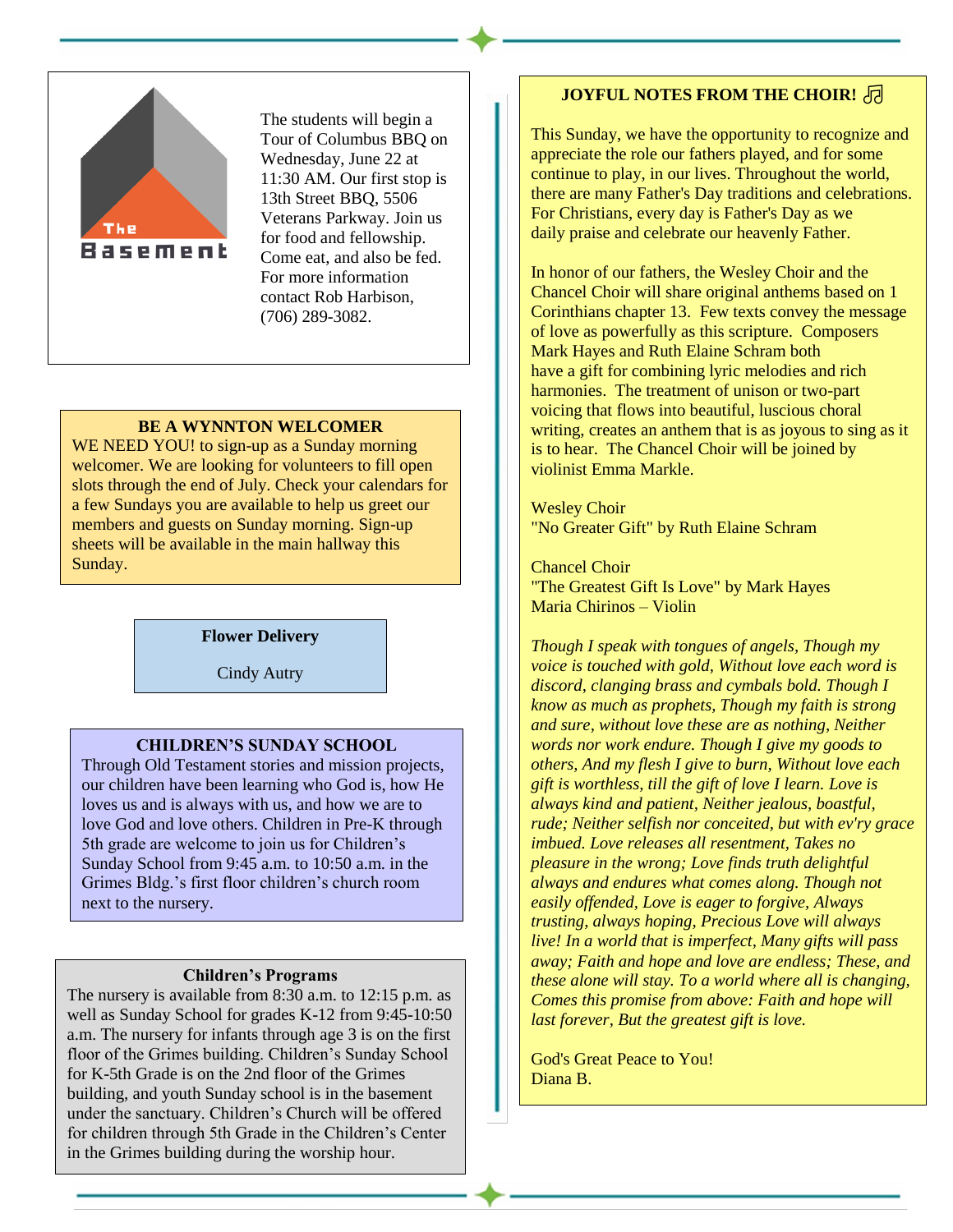The Basement

The students will begin a Tour of Columbus BBQ on Wednesday, June 22 at 11:30 AM. Our first stop is 13th Street BBQ, 5506 Veterans Parkway. Join us for food and fellowship. Come eat, and also be fed. For more information contact Rob Harbison, (706) 289-3082.

### BE A WYNNTON WELCOMER

WE NEED YOU! to sign-up as a Sunday morning welcomer. We are looking for volunteers to fill open slots through the end of July. Check your calendars for a few Sundays you are available to help us greet our members and guests on Sunday morning. Sign-up sheets will be available in the main hallway this Sunday.

### Flower Delivery

Cindy Autry

### CHILDREN'S SUNDAY SCHOOL

Through Old Testament stories and mission projects, our children have been learning who God is, how He loves us and is always with us, and how we are to love God and love others. Children in Pre-K through 5th grade are welcome to join us for Children's Sunday School from 9:45 a.m. to 10:50 a.m. in the Grimes Bldg.'s first floor children's church room next to the nursery.

### Children's Programs

The nursery is available from 8:30 a.m. to 12:15 p.m. as well as Sunday School for grades K-12 from 9:45-10:50 a.m. The nursery for infants through age 3 is on the first floor of the Grimes building. Children's Sunday School for K-5th Grade is on the 2nd floor of the Grimes building, and youth Sunday school is in the basement under the sanctuary. Children's Church will be offered for children through 5th Grade in the Children's Center in the Grimes building during the worship hour.

### JOYFUL NOTES FROM THE CHOIR! ♫

This Sunday, we have the opportunity to recognize and appreciate the role our fathers played, and for some continue to play, in our lives. Throughout the world, there are many Father's Day traditions and celebrations. For Christians, every day is Father's Day as we daily praise and celebrate our heavenly Father.

In honor of our fathers, the Wesley Choir and the Chancel Choir will share original anthems based on 1 Corinthians chapter 13. Few texts convey the message of love as powerfully as this scripture. Composers Mark Hayes and Ruth Elaine Schram both have a gift for combining lyric melodies and rich harmonies. The treatment of unison or two-part voicing that flows into beautiful, luscious choral writing, creates an anthem that is as joyous to sing as it is to hear. The Chancel Choir will be joined by violinist Emma Markle.

Wesley Choir
"No Greater Gift" by Ruth Elaine Schram

Chancel Choir
"The Greatest Gift Is Love" by Mark Hayes
Maria Chirinos – Violin

*Though I speak with tongues of angels, Though my voice is touched with gold, Without love each word is discord, clanging brass and cymbals bold. Though I know as much as prophets, Though my faith is strong and sure, without love these are as nothing, Neither words nor work endure. Though I give my goods to others, And my flesh I give to burn, Without love each gift is worthless, till the gift of love I learn. Love is always kind and patient, Neither jealous, boastful, rude; Neither selfish nor conceited, but with ev'ry grace imbued. Love releases all resentment, Takes no pleasure in the wrong; Love finds truth delightful always and endures what comes along. Though not easily offended, Love is eager to forgive, Always trusting, always hoping, Precious Love will always live! In a world that is imperfect, Many gifts will pass away; Faith and hope and love are endless; These, and these alone will stay. To a world where all is changing, Comes this promise from above: Faith and hope will last forever, But the greatest gift is love.*

God's Great Peace to You!
Diana B.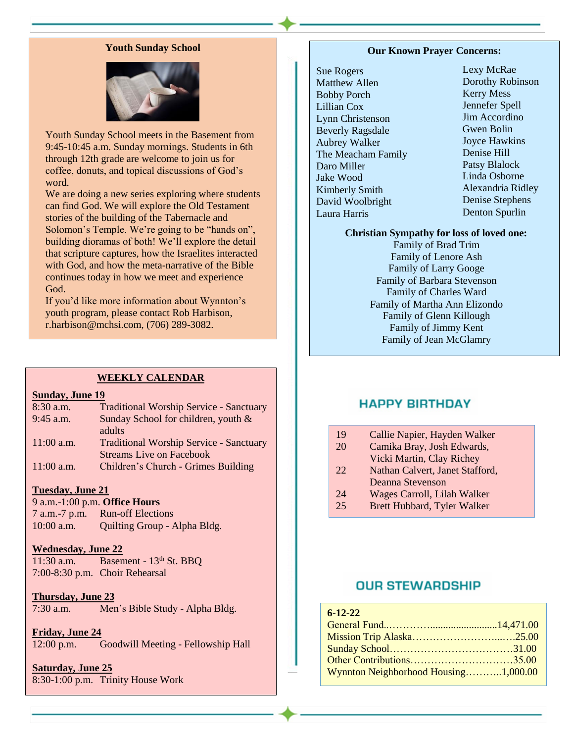## Youth Sunday School

Youth Sunday School meets in the Basement from 9:45-10:45 a.m. Sunday mornings. Students in 6th through 12th grade are welcome to join us for coffee, donuts, and topical discussions of God's word.

We are doing a new series exploring where students can find God. We will explore the Old Testament stories of the building of the Tabernacle and Solomon's Temple. We're going to be "hands on", building dioramas of both! We'll explore the detail that scripture captures, how the Israelites interacted with God, and how the meta-narrative of the Bible continues today in how we meet and experience God.

If you'd like more information about Wynnton's youth program, please contact Rob Harbison, r.harbison@mchsi.com, (706) 289-3082.

## WEEKLY CALENDAR

**Sunday, June 19**

| | |
|---|---|
| 8:30 a.m. | Traditional Worship Service - Sanctuary |
| 9:45 a.m. | Sunday School for children, youth & adults |
| 11:00 a.m. | Traditional Worship Service - Sanctuary Streams Live on Facebook |
| 11:00 a.m. | Children's Church - Grimes Building |

**Tuesday, June 21**

| | |
|---|---|
| 9 a.m.-1:00 p.m. | **Office Hours** |
| 7 a.m.-7 p.m. | Run-off Elections |
| 10:00 a.m. | Quilting Group - Alpha Bldg. |

**Wednesday, June 22**

| | |
|---|---|
| 11:30 a.m. | Basement - 13th St. BBQ |
| 7:00-8:30 p.m. | Choir Rehearsal |

**Thursday, June 23**

| | |
|---|---|
| 7:30 a.m. | Men's Bible Study - Alpha Bldg. |

**Friday, June 24**

| | |
|---|---|
| 12:00 p.m. | Goodwill Meeting - Fellowship Hall |

**Saturday, June 25**

| | |
|---|---|
| 8:30-1:00 p.m. | Trinity House Work |

## Our Known Prayer Concerns:

Sue Rogers
Matthew Allen
Bobby Porch
Lillian Cox
Lynn Christenson
Beverly Ragsdale
Aubrey Walker
The Meacham Family
Daro Miller
Jake Wood
Kimberly Smith
David Woolbright
Laura Harris
Lexy McRae
Dorothy Robinson
Kerry Mess
Jennefer Spell
Jim Accordino
Gwen Bolin
Joyce Hawkins
Denise Hill
Patsy Blalock
Linda Osborne
Alexandria Ridley
Denise Stephens
Denton Spurlin

**Christian Sympathy for loss of loved one:**

Family of Brad Trim
Family of Lenore Ash
Family of Larry Googe
Family of Barbara Stevenson
Family of Charles Ward
Family of Martha Ann Elizondo
Family of Glenn Killough
Family of Jimmy Kent
Family of Jean McGlamry

## HAPPY BIRTHDAY

| | |
|---|---|
| 19 | Callie Napier, Hayden Walker |
| 20 | Camika Bray, Josh Edwards, Vicki Martin, Clay Richey |
| 22 | Nathan Calvert, Janet Stafford, Deanna Stevenson |
| 24 | Wages Carroll, Lilah Walker |
| 25 | Brett Hubbard, Tyler Walker |

## OUR STEWARDSHIP

**6-12-22**

General Fund..………….........................14,471.00
Mission Trip Alaska……………………...….25.00
Sunday School………………………………31.00
Other Contributions…………………………35.00
Wynnton Neighborhood Housing………..1,000.00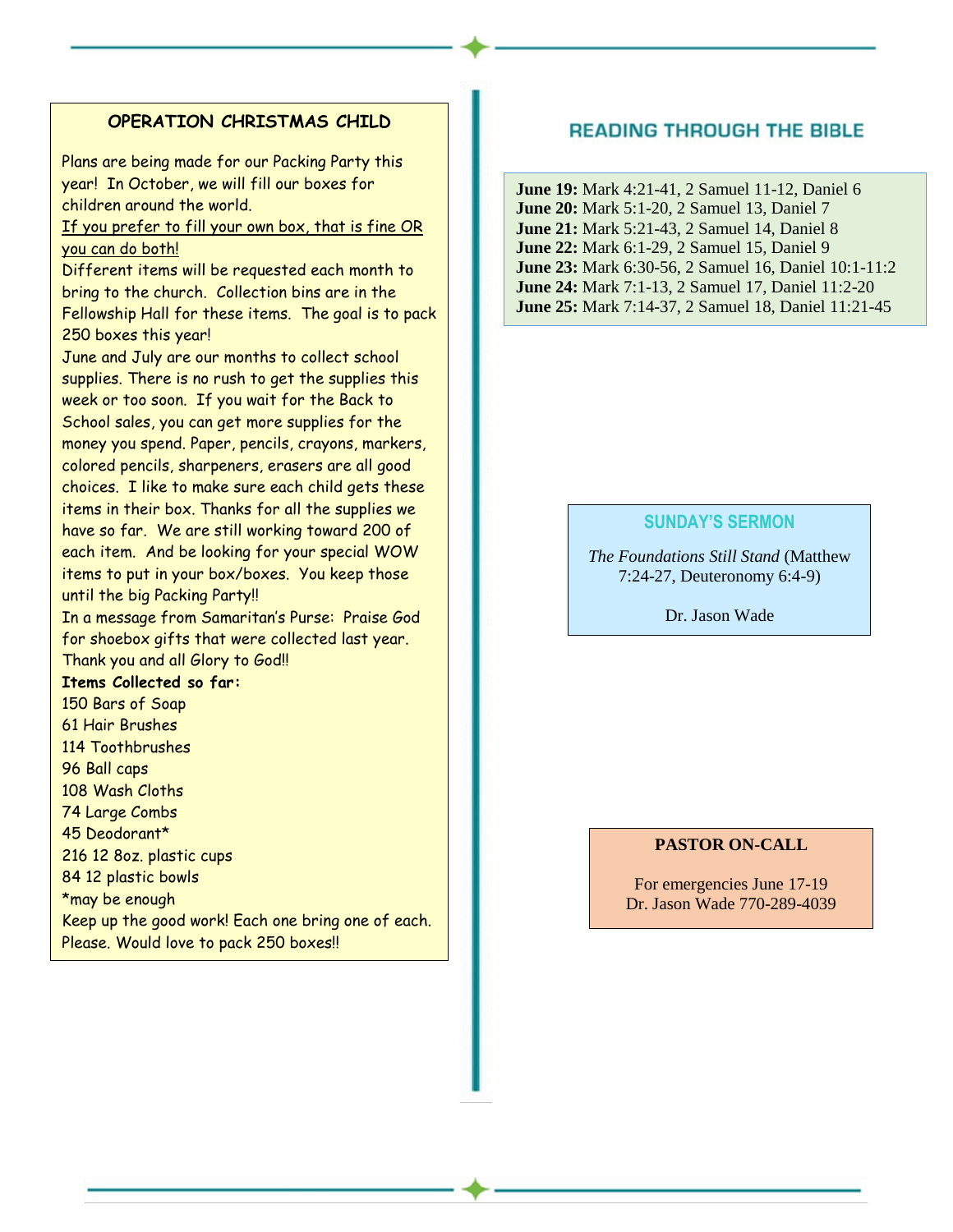## OPERATION CHRISTMAS CHILD

Plans are being made for our Packing Party this year! In October, we will fill our boxes for children around the world.

If you prefer to fill your own box, that is fine OR you can do both!

Different items will be requested each month to bring to the church. Collection bins are in the Fellowship Hall for these items. The goal is to pack 250 boxes this year!

June and July are our months to collect school supplies. There is no rush to get the supplies this week or too soon. If you wait for the Back to School sales, you can get more supplies for the money you spend. Paper, pencils, crayons, markers, colored pencils, sharpeners, erasers are all good choices. I like to make sure each child gets these items in their box. Thanks for all the supplies we have so far. We are still working toward 200 of each item. And be looking for your special WOW items to put in your box/boxes. You keep those until the big Packing Party!!

In a message from Samaritan's Purse: Praise God for shoebox gifts that were collected last year. Thank you and all Glory to God!!

**Items Collected so far:**

150 Bars of Soap
61 Hair Brushes
114 Toothbrushes
96 Ball caps
108 Wash Cloths
74 Large Combs
45 Deodorant*
216 12 8oz. plastic cups
84 12 plastic bowls
*may be enough

Keep up the good work! Each one bring one of each. Please. Would love to pack 250 boxes!!

## READING THROUGH THE BIBLE

**June 19:** Mark 4:21-41, 2 Samuel 11-12, Daniel 6
**June 20:** Mark 5:1-20, 2 Samuel 13, Daniel 7
**June 21:** Mark 5:21-43, 2 Samuel 14, Daniel 8
**June 22:** Mark 6:1-29, 2 Samuel 15, Daniel 9
**June 23:** Mark 6:30-56, 2 Samuel 16, Daniel 10:1-11:2
**June 24:** Mark 7:1-13, 2 Samuel 17, Daniel 11:2-20
**June 25:** Mark 7:14-37, 2 Samuel 18, Daniel 11:21-45

## SUNDAY'S SERMON

*The Foundations Still Stand* (Matthew 7:24-27, Deuteronomy 6:4-9)

Dr. Jason Wade

## PASTOR ON-CALL

For emergencies June 17-19
Dr. Jason Wade 770-289-4039